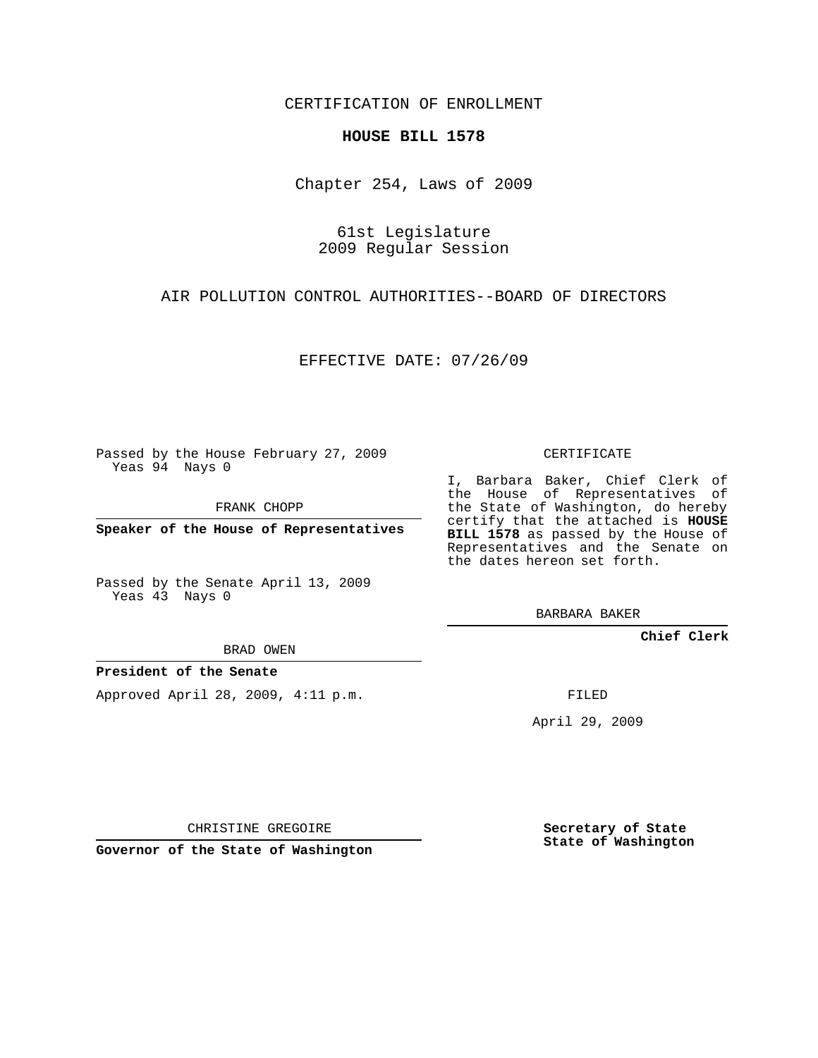CERTIFICATION OF ENROLLMENT

**HOUSE BILL 1578**

Chapter 254, Laws of 2009

61st Legislature
2009 Regular Session

AIR POLLUTION CONTROL AUTHORITIES--BOARD OF DIRECTORS

EFFECTIVE DATE: 07/26/09

Passed by the House February 27, 2009
Yeas 94 Nays 0

FRANK CHOPP

**Speaker of the House of Representatives**

Passed by the Senate April 13, 2009
Yeas 43 Nays 0

BRAD OWEN

**President of the Senate**

Approved April 28, 2009, 4:11 p.m.

CHRISTINE GREGOIRE

**Governor of the State of Washington**

CERTIFICATE

I, Barbara Baker, Chief Clerk of the House of Representatives of the State of Washington, do hereby certify that the attached is **HOUSE BILL 1578** as passed by the House of Representatives and the Senate on the dates hereon set forth.

BARBARA BAKER

**Chief Clerk**

FILED

April 29, 2009

**Secretary of State**
**State of Washington**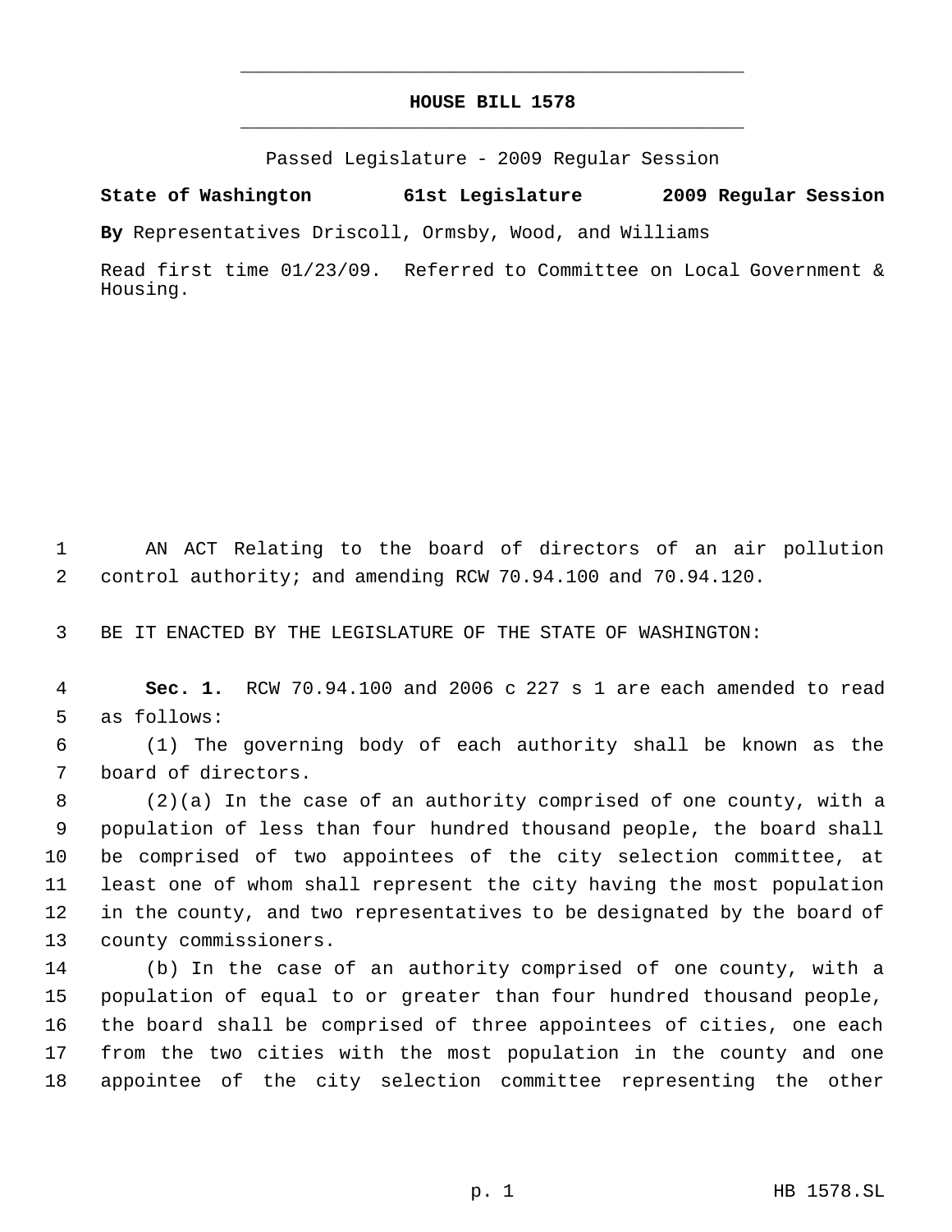# HOUSE BILL 1578

Passed Legislature - 2009 Regular Session

**State of Washington 61st Legislature 2009 Regular Session**

**By** Representatives Driscoll, Ormsby, Wood, and Williams

Read first time 01/23/09. Referred to Committee on Local Government & Housing.

1 AN ACT Relating to the board of directors of an air pollution
2 control authority; and amending RCW 70.94.100 and 70.94.120.

3 BE IT ENACTED BY THE LEGISLATURE OF THE STATE OF WASHINGTON:

4 **Sec. 1.** RCW 70.94.100 and 2006 c 227 s 1 are each amended to read
5 as follows:

6 (1) The governing body of each authority shall be known as the
7 board of directors.

8 (2)(a) In the case of an authority comprised of one county, with a
9 population of less than four hundred thousand people, the board shall
10 be comprised of two appointees of the city selection committee, at
11 least one of whom shall represent the city having the most population
12 in the county, and two representatives to be designated by the board of
13 county commissioners.

14 (b) In the case of an authority comprised of one county, with a
15 population of equal to or greater than four hundred thousand people,
16 the board shall be comprised of three appointees of cities, one each
17 from the two cities with the most population in the county and one
18 appointee of the city selection committee representing the other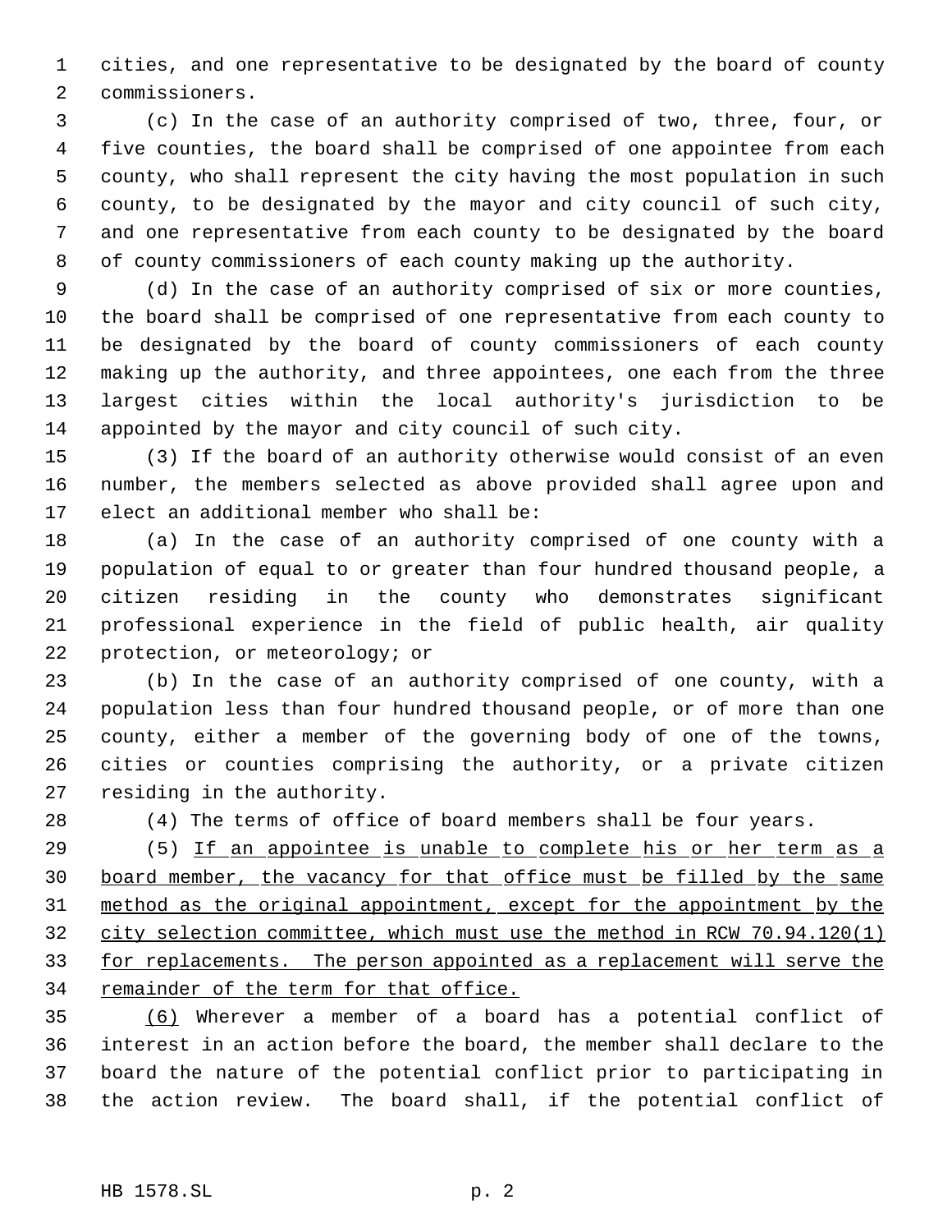cities, and one representative to be designated by the board of county commissioners.

(c) In the case of an authority comprised of two, three, four, or five counties, the board shall be comprised of one appointee from each county, who shall represent the city having the most population in such county, to be designated by the mayor and city council of such city, and one representative from each county to be designated by the board of county commissioners of each county making up the authority.

(d) In the case of an authority comprised of six or more counties, the board shall be comprised of one representative from each county to be designated by the board of county commissioners of each county making up the authority, and three appointees, one each from the three largest cities within the local authority's jurisdiction to be appointed by the mayor and city council of such city.

(3) If the board of an authority otherwise would consist of an even number, the members selected as above provided shall agree upon and elect an additional member who shall be:

(a) In the case of an authority comprised of one county with a population of equal to or greater than four hundred thousand people, a citizen residing in the county who demonstrates significant professional experience in the field of public health, air quality protection, or meteorology; or

(b) In the case of an authority comprised of one county, with a population less than four hundred thousand people, or of more than one county, either a member of the governing body of one of the towns, cities or counties comprising the authority, or a private citizen residing in the authority.

(4) The terms of office of board members shall be four years.

(5) <u>If an appointee is unable to complete his or her term as a board member, the vacancy for that office must be filled by the same method as the original appointment, except for the appointment by the city selection committee, which must use the method in RCW 70.94.120(1) for replacements. The person appointed as a replacement will serve the remainder of the term for that office.</u>

<u>(6)</u> Wherever a member of a board has a potential conflict of interest in an action before the board, the member shall declare to the board the nature of the potential conflict prior to participating in the action review. The board shall, if the potential conflict of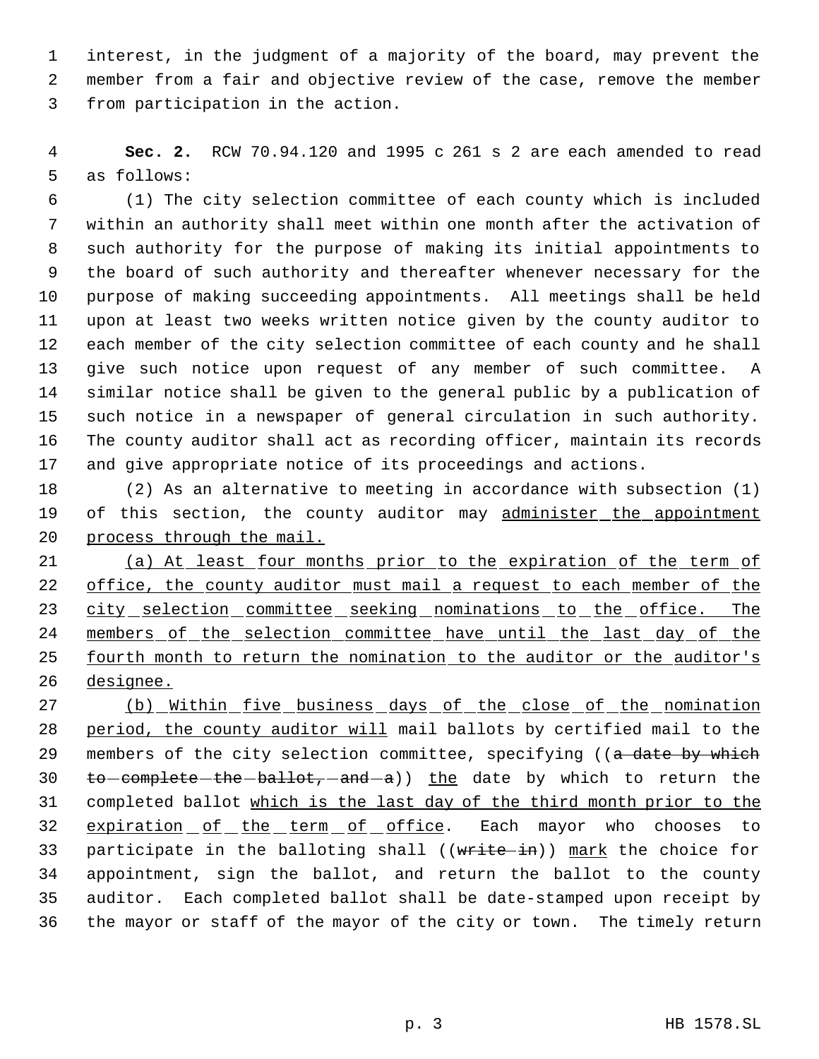interest, in the judgment of a majority of the board, may prevent the member from a fair and objective review of the case, remove the member from participation in the action.

**Sec. 2.** RCW 70.94.120 and 1995 c 261 s 2 are each amended to read as follows:

(1) The city selection committee of each county which is included within an authority shall meet within one month after the activation of such authority for the purpose of making its initial appointments to the board of such authority and thereafter whenever necessary for the purpose of making succeeding appointments. All meetings shall be held upon at least two weeks written notice given by the county auditor to each member of the city selection committee of each county and he shall give such notice upon request of any member of such committee. A similar notice shall be given to the general public by a publication of such notice in a newspaper of general circulation in such authority. The county auditor shall act as recording officer, maintain its records and give appropriate notice of its proceedings and actions.

(2) As an alternative to meeting in accordance with subsection (1) of this section, the county auditor may <u>administer the appointment process through the mail.</u>

<u>(a) At least four months prior to the expiration of the term of office, the county auditor must mail a request to each member of the city selection committee seeking nominations to the office. The members of the selection committee have until the last day of the fourth month to return the nomination to the auditor or the auditor's designee.</u>

<u>(b) Within five business days of the close of the nomination period, the county auditor will</u> mail ballots by certified mail to the members of the city selection committee, specifying ((~~a date by which to complete the ballot, and a~~)) <u>the</u> date by which to return the completed ballot <u>which is the last day of the third month prior to the expiration of the term of office</u>. Each mayor who chooses to participate in the balloting shall ((~~write in~~)) <u>mark</u> the choice for appointment, sign the ballot, and return the ballot to the county auditor. Each completed ballot shall be date-stamped upon receipt by the mayor or staff of the mayor of the city or town. The timely return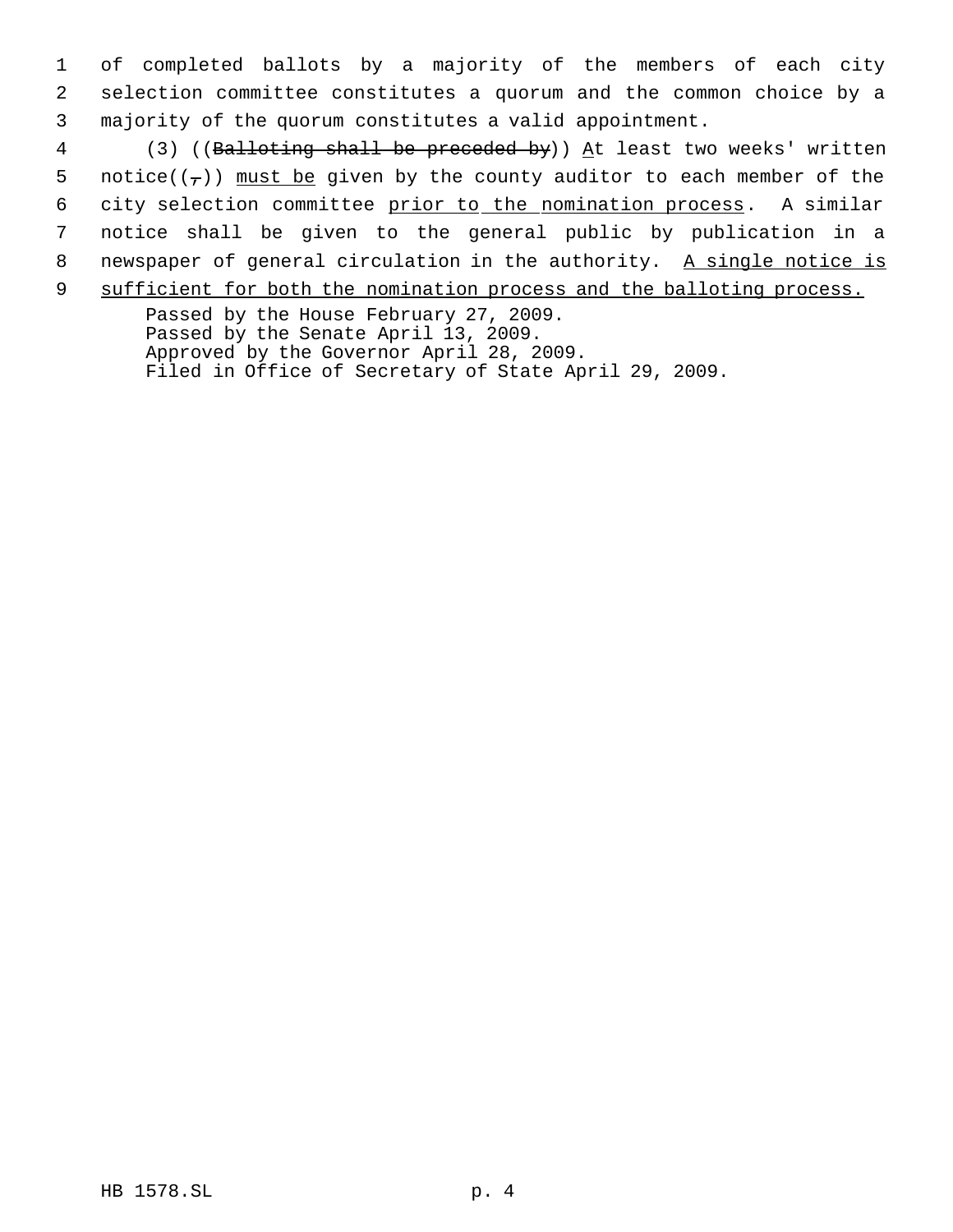of completed ballots by a majority of the members of each city selection committee constitutes a quorum and the common choice by a majority of the quorum constitutes a valid appointment.

(3) ((~~Balloting shall be preceded by~~)) At least two weeks' written notice((~~,~~)) must be given by the county auditor to each member of the city selection committee prior to the nomination process. A similar notice shall be given to the general public by publication in a newspaper of general circulation in the authority. A single notice is sufficient for both the nomination process and the balloting process.

Passed by the House February 27, 2009.
Passed by the Senate April 13, 2009.
Approved by the Governor April 28, 2009.
Filed in Office of Secretary of State April 29, 2009.